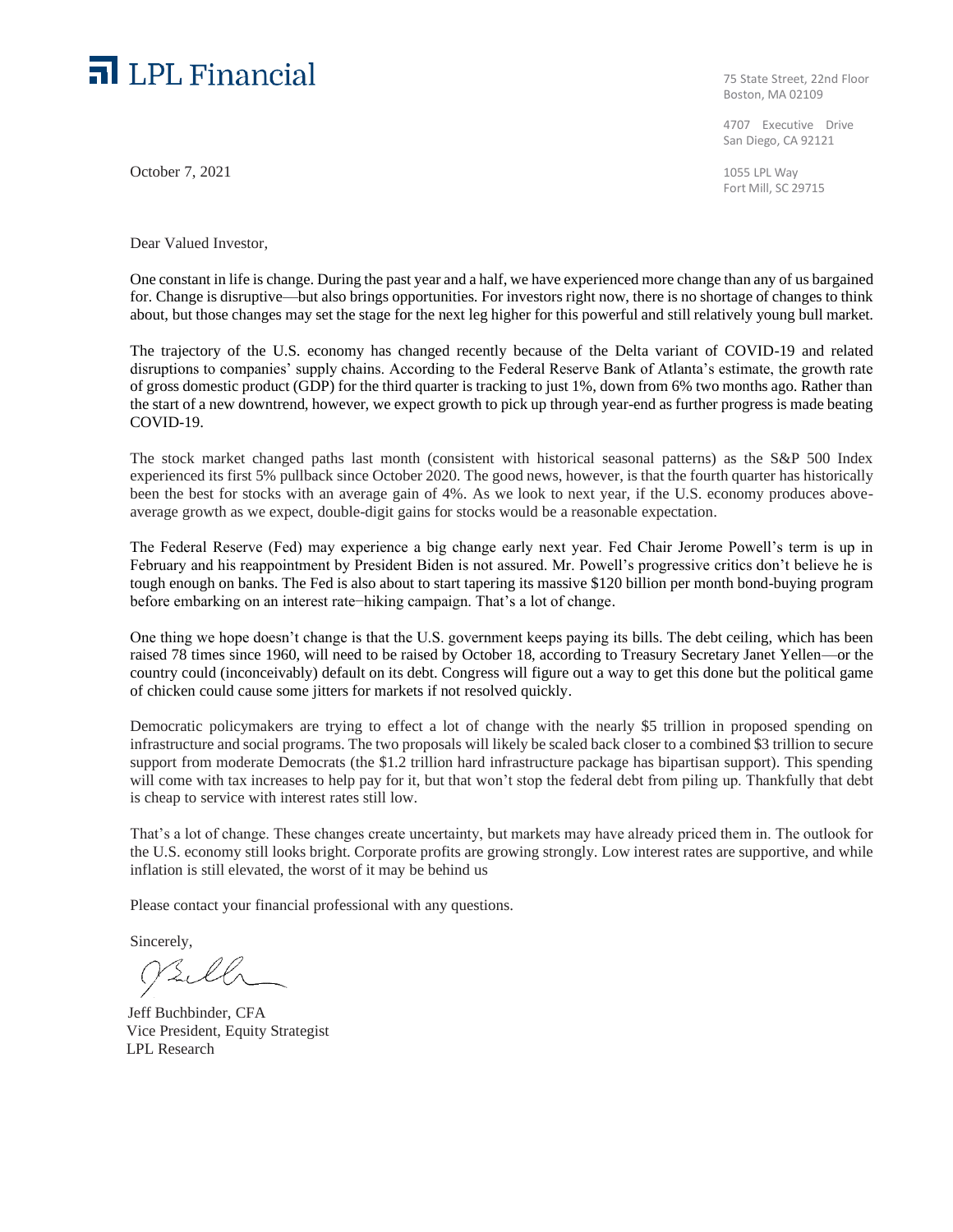LPL Financial

75 State Street, 22nd Floor
Boston, MA 02109

4707 Executive Drive
San Diego, CA 92121

1055 LPL Way
Fort Mill, SC 29715

October 7, 2021

Dear Valued Investor,

One constant in life is change. During the past year and a half, we have experienced more change than any of us bargained for. Change is disruptive—but also brings opportunities. For investors right now, there is no shortage of changes to think about, but those changes may set the stage for the next leg higher for this powerful and still relatively young bull market.

The trajectory of the U.S. economy has changed recently because of the Delta variant of COVID-19 and related disruptions to companies' supply chains. According to the Federal Reserve Bank of Atlanta's estimate, the growth rate of gross domestic product (GDP) for the third quarter is tracking to just 1%, down from 6% two months ago. Rather than the start of a new downtrend, however, we expect growth to pick up through year-end as further progress is made beating COVID-19.

The stock market changed paths last month (consistent with historical seasonal patterns) as the S&P 500 Index experienced its first 5% pullback since October 2020. The good news, however, is that the fourth quarter has historically been the best for stocks with an average gain of 4%. As we look to next year, if the U.S. economy produces above-average growth as we expect, double-digit gains for stocks would be a reasonable expectation.

The Federal Reserve (Fed) may experience a big change early next year. Fed Chair Jerome Powell's term is up in February and his reappointment by President Biden is not assured. Mr. Powell's progressive critics don't believe he is tough enough on banks. The Fed is also about to start tapering its massive $120 billion per month bond-buying program before embarking on an interest rate-hiking campaign. That's a lot of change.

One thing we hope doesn't change is that the U.S. government keeps paying its bills. The debt ceiling, which has been raised 78 times since 1960, will need to be raised by October 18, according to Treasury Secretary Janet Yellen—or the country could (inconceivably) default on its debt. Congress will figure out a way to get this done but the political game of chicken could cause some jitters for markets if not resolved quickly.

Democratic policymakers are trying to effect a lot of change with the nearly $5 trillion in proposed spending on infrastructure and social programs. The two proposals will likely be scaled back closer to a combined $3 trillion to secure support from moderate Democrats (the $1.2 trillion hard infrastructure package has bipartisan support). This spending will come with tax increases to help pay for it, but that won't stop the federal debt from piling up. Thankfully that debt is cheap to service with interest rates still low.

That's a lot of change. These changes create uncertainty, but markets may have already priced them in. The outlook for the U.S. economy still looks bright. Corporate profits are growing strongly. Low interest rates are supportive, and while inflation is still elevated, the worst of it may be behind us

Please contact your financial professional with any questions.

Sincerely,

Jeff Buchbinder, CFA
Vice President, Equity Strategist
LPL Research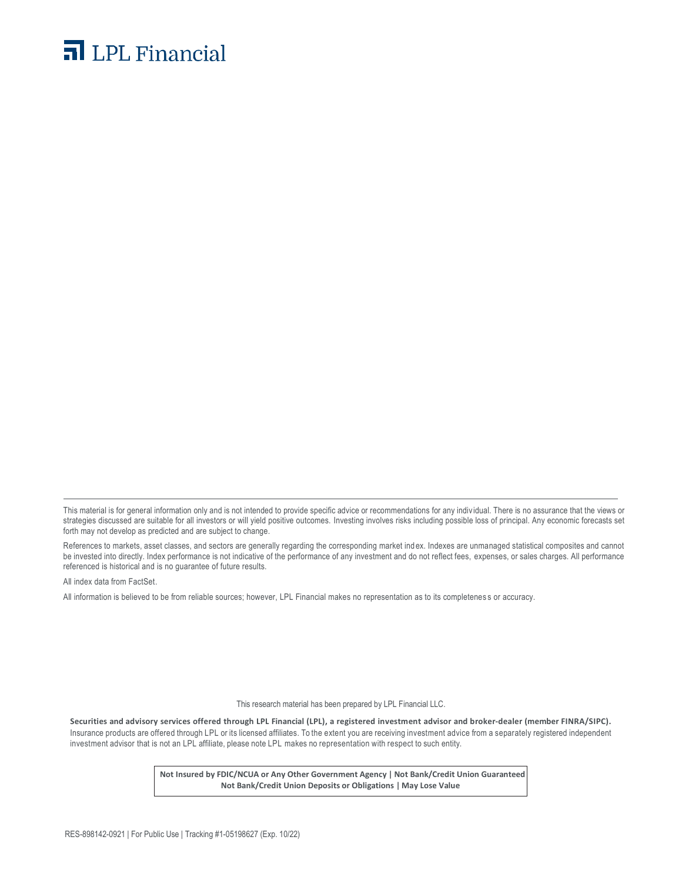LPL Financial

This material is for general information only and is not intended to provide specific advice or recommendations for any individual. There is no assurance that the views or strategies discussed are suitable for all investors or will yield positive outcomes. Investing involves risks including possible loss of principal. Any economic forecasts set forth may not develop as predicted and are subject to change.

References to markets, asset classes, and sectors are generally regarding the corresponding market index. Indexes are unmanaged statistical composites and cannot be invested into directly. Index performance is not indicative of the performance of any investment and do not reflect fees, expenses, or sales charges. All performance referenced is historical and is no guarantee of future results.

All index data from FactSet.

All information is believed to be from reliable sources; however, LPL Financial makes no representation as to its completeness or accuracy.

This research material has been prepared by LPL Financial LLC.

**Securities and advisory services offered through LPL Financial (LPL), a registered investment advisor and broker-dealer (member FINRA/SIPC).** Insurance products are offered through LPL or its licensed affiliates. To the extent you are receiving investment advice from a separately registered independent investment advisor that is not an LPL affiliate, please note LPL makes no representation with respect to such entity.

**Not Insured by FDIC/NCUA or Any Other Government Agency | Not Bank/Credit Union Guaranteed**
**Not Bank/Credit Union Deposits or Obligations | May Lose Value**

RES-898142-0921 | For Public Use | Tracking #1-05198627 (Exp. 10/22)